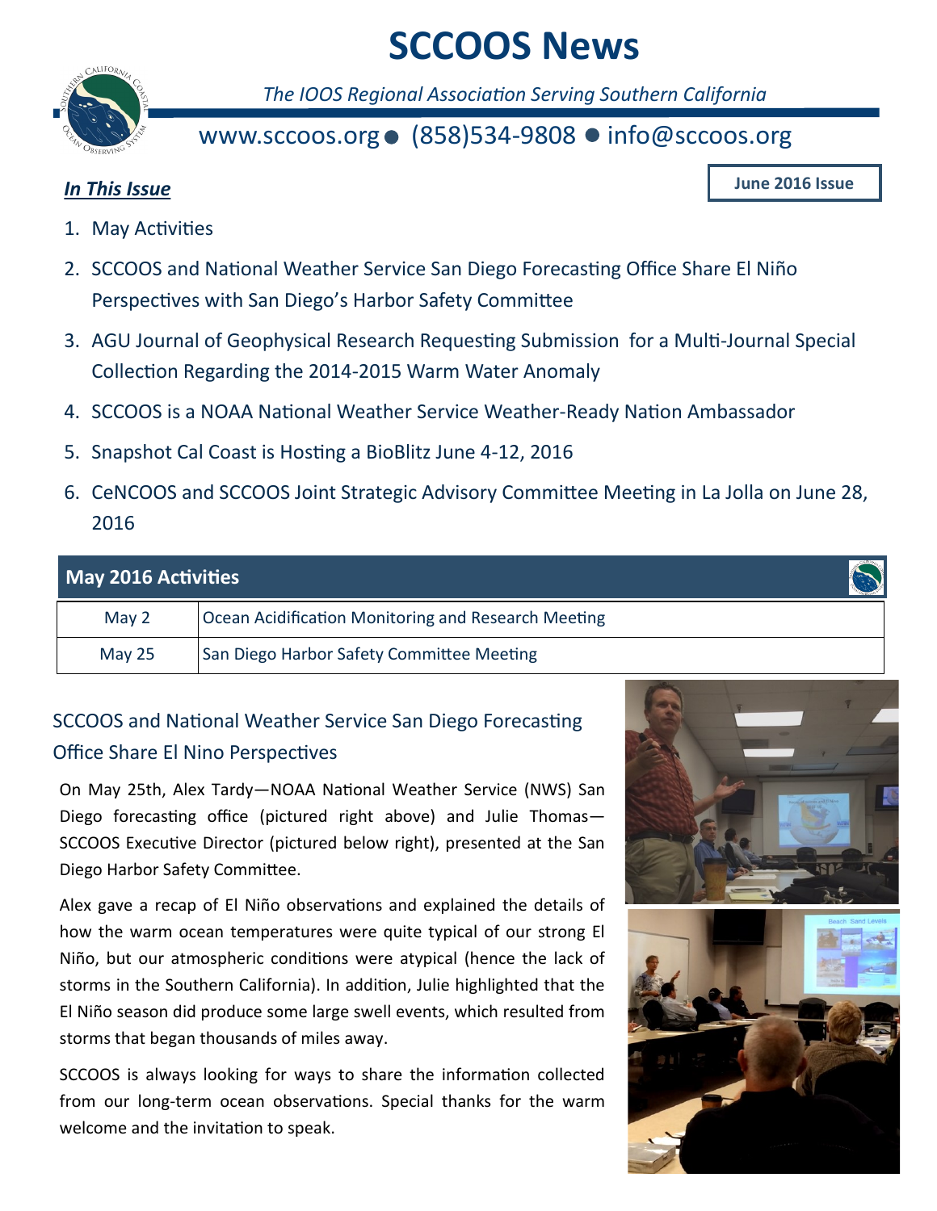# SCCOOS News

*The IOOS Regional Association Serving Southern California*

www.sccoos.org ● (858)534-9808 ● info@sccoos.org

**June 2016 Issue**

***In This Issue***

1. May Activities
2. SCCOOS and National Weather Service San Diego Forecasting Office Share El Niño Perspectives with San Diego's Harbor Safety Committee
3. AGU Journal of Geophysical Research Requesting Submission for a Multi-Journal Special Collection Regarding the 2014-2015 Warm Water Anomaly
4. SCCOOS is a NOAA National Weather Service Weather-Ready Nation Ambassador
5. Snapshot Cal Coast is Hosting a BioBlitz June 4-12, 2016
6. CeNCOOS and SCCOOS Joint Strategic Advisory Committee Meeting in La Jolla on June 28, 2016

| **May 2016 Activities** | |
|---|---|
| May 2 | Ocean Acidification Monitoring and Research Meeting |
| May 25 | San Diego Harbor Safety Committee Meeting |

## SCCOOS and National Weather Service San Diego Forecasting Office Share El Nino Perspectives

On May 25th, Alex Tardy—NOAA National Weather Service (NWS) San Diego forecasting office (pictured right above) and Julie Thomas—SCCOOS Executive Director (pictured below right), presented at the San Diego Harbor Safety Committee.

Alex gave a recap of El Niño observations and explained the details of how the warm ocean temperatures were quite typical of our strong El Niño, but our atmospheric conditions were atypical (hence the lack of storms in the Southern California). In addition, Julie highlighted that the El Niño season did produce some large swell events, which resulted from storms that began thousands of miles away.

SCCOOS is always looking for ways to share the information collected from our long-term ocean observations. Special thanks for the warm welcome and the invitation to speak.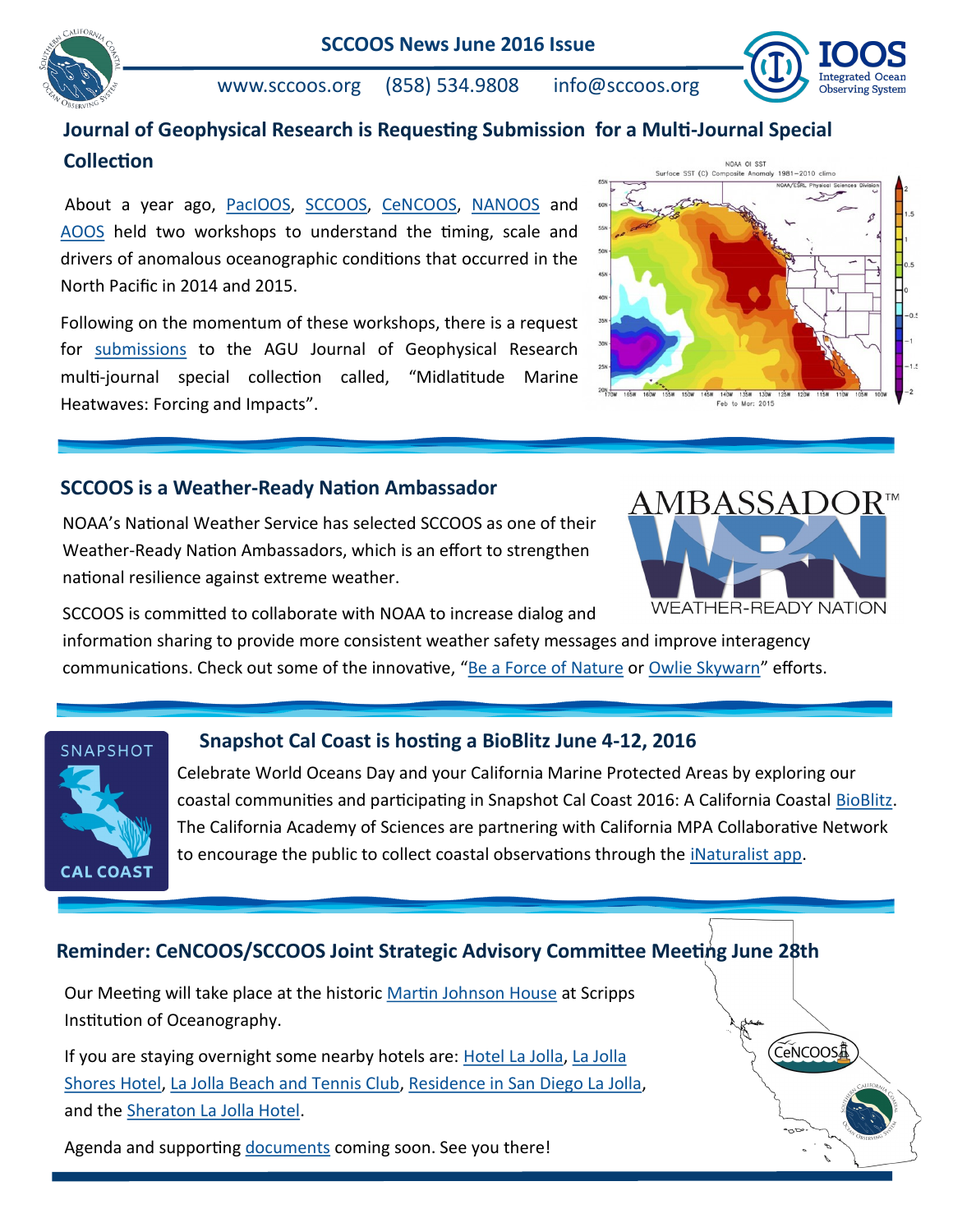SCCOOS News June 2016 Issue

www.sccoos.org (858) 534.9808 info@sccoos.org

## Journal of Geophysical Research is Requesting Submission for a Multi-Journal Special Collection

About a year ago, PacIOOS, SCCOOS, CeNCOOS, NANOOS and AOOS held two workshops to understand the timing, scale and drivers of anomalous oceanographic conditions that occurred in the North Pacific in 2014 and 2015.

Following on the momentum of these workshops, there is a request for submissions to the AGU Journal of Geophysical Research multi-journal special collection called, "Midlatitude Marine Heatwaves: Forcing and Impacts".

NOAA OI SST
Surface SST (C) Composite Anomaly 1981–2010 climo
NOAA/ESRL Physical Sciences Division
Feb to Mar: 2015

## SCCOOS is a Weather-Ready Nation Ambassador

NOAA's National Weather Service has selected SCCOOS as one of their Weather-Ready Nation Ambassadors, which is an effort to strengthen national resilience against extreme weather.

SCCOOS is committed to collaborate with NOAA to increase dialog and information sharing to provide more consistent weather safety messages and improve interagency communications. Check out some of the innovative, "Be a Force of Nature or Owlie Skywarn" efforts.

## Snapshot Cal Coast is hosting a BioBlitz June 4-12, 2016

Celebrate World Oceans Day and your California Marine Protected Areas by exploring our coastal communities and participating in Snapshot Cal Coast 2016: A California Coastal BioBlitz. The California Academy of Sciences are partnering with California MPA Collaborative Network to encourage the public to collect coastal observations through the iNaturalist app.

## Reminder: CeNCOOS/SCCOOS Joint Strategic Advisory Committee Meeting June 28th

Our Meeting will take place at the historic Martin Johnson House at Scripps Institution of Oceanography.

If you are staying overnight some nearby hotels are: Hotel La Jolla, La Jolla Shores Hotel, La Jolla Beach and Tennis Club, Residence in San Diego La Jolla, and the Sheraton La Jolla Hotel.

Agenda and supporting documents coming soon. See you there!